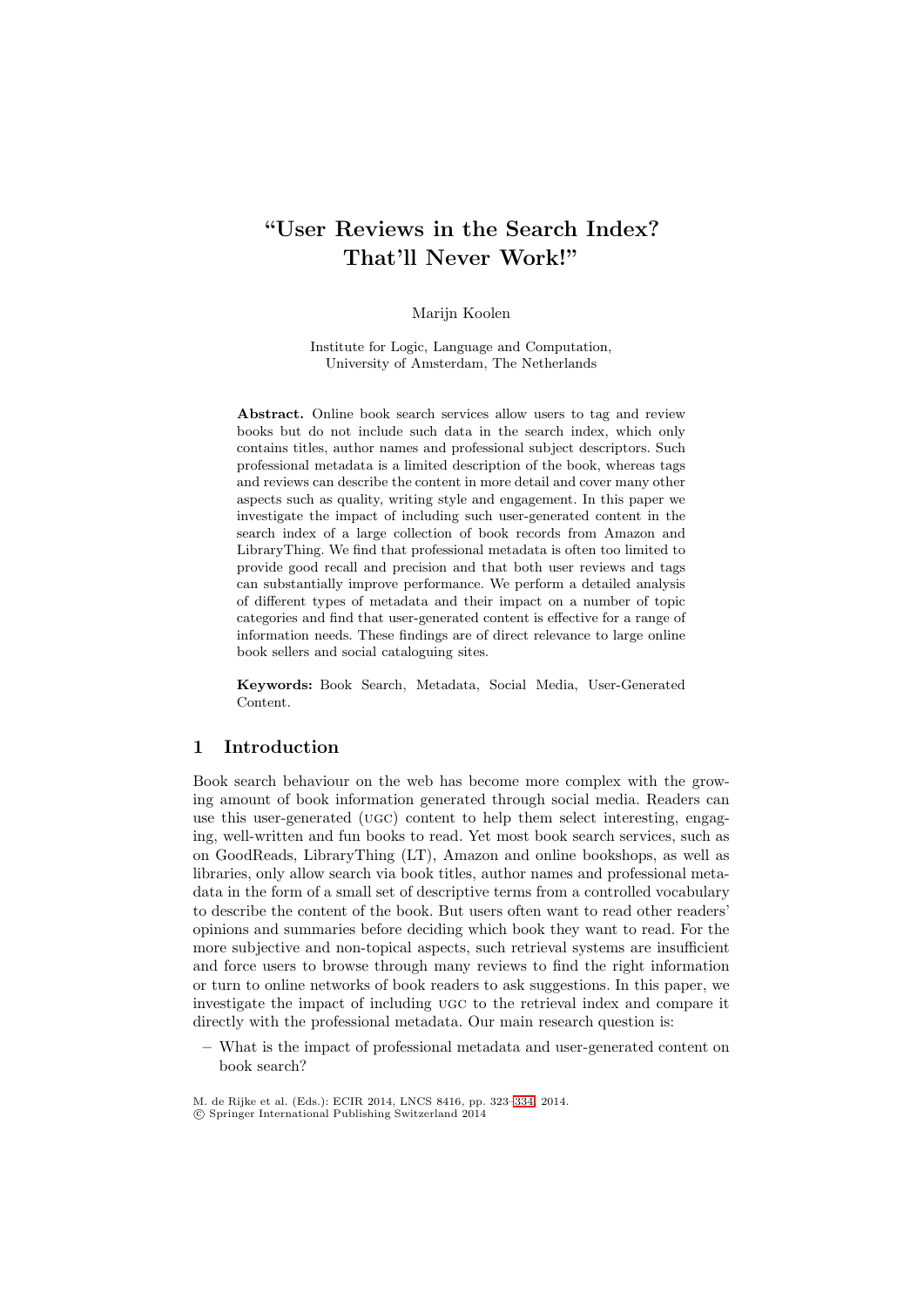# "User Reviews in the Search Index? That'll Never Work!"

Marijn Koolen

Institute for Logic, Language and Computation, University of Amsterdam, The Netherlands

**Abstract.** Online book search services allow users to tag and review books but do not include such data in the search index, which only contains titles, author names and professional subject descriptors. Such professional metadata is a limited description of the book, whereas tags and reviews can describe the content in more detail and cover many other aspects such as quality, writing style and engagement. In this paper we investigate the impact of including such user-generated content in the search index of a large collection of book records from Amazon and LibraryThing. We find that professional metadata is often too limited to provide good recall and precision and that both user reviews and tags can substantially improve performance. We perform a detailed analysis of different types of metadata and their impact on a number of topic categories and find that user-generated content is effective for a range of information needs. These findings are of direct relevance to large online book sellers and social cataloguing sites.

**Keywords:** Book Search, Metadata, Social Media, User-Generated Content.

## 1 Introduction

Book search behaviour on the web has become more complex with the growing amount of book information generated through social media. Readers can use this user-generated (UGC) content to help them select interesting, engaging, well-written and fun books to read. Yet most book search services, such as on GoodReads, LibraryThing (LT), Amazon and online bookshops, as well as libraries, only allow search via book titles, author names and professional metadata in the form of a small set of descriptive terms from a controlled vocabulary to describe the content of the book. But users often want to read other readers' opinions and summaries before deciding which book they want to read. For the more subjective and non-topical aspects, such retrieval systems are insufficient and force users to browse through many reviews to find the right information or turn to online networks of book readers to ask suggestions. In this paper, we investigate the impact of including UGC to the retrieval index and compare it directly with the professional metadata. Our main research question is:

– What is the impact of professional metadata and user-generated content on book search?

M. de Rijke et al. (Eds.): ECIR 2014, LNCS 8416, pp. 323–334, 2014.
© Springer International Publishing Switzerland 2014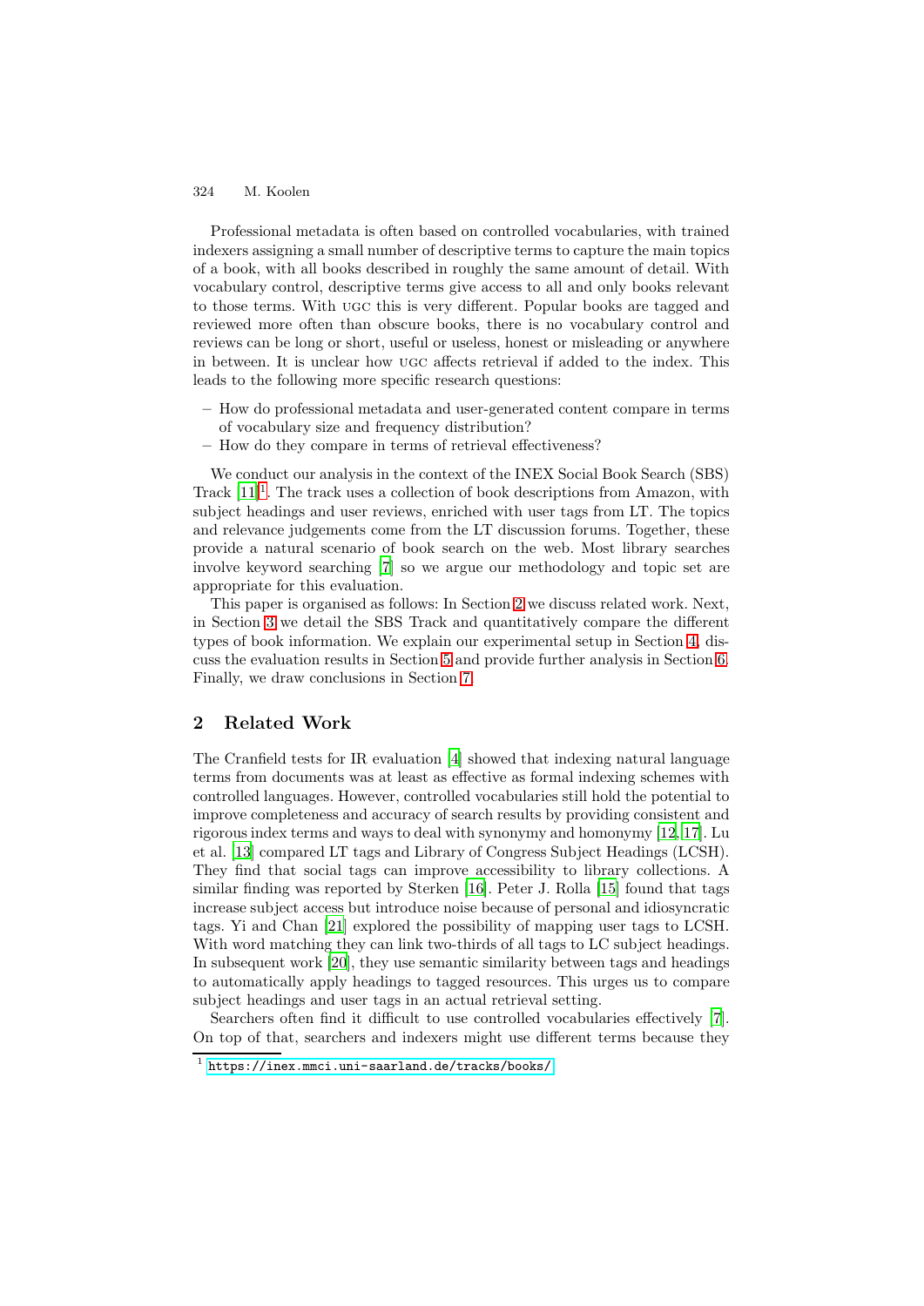Professional metadata is often based on controlled vocabularies, with trained indexers assigning a small number of descriptive terms to capture the main topics of a book, with all books described in roughly the same amount of detail. With vocabulary control, descriptive terms give access to all and only books relevant to those terms. With UGC this is very different. Popular books are tagged and reviewed more often than obscure books, there is no vocabulary control and reviews can be long or short, useful or useless, honest or misleading or anywhere in between. It is unclear how UGC affects retrieval if added to the index. This leads to the following more specific research questions:

- How do professional metadata and user-generated content compare in terms of vocabulary size and frequency distribution?
- How do they compare in terms of retrieval effectiveness?

We conduct our analysis in the context of the INEX Social Book Search (SBS) Track [11][1]. The track uses a collection of book descriptions from Amazon, with subject headings and user reviews, enriched with user tags from LT. The topics and relevance judgements come from the LT discussion forums. Together, these provide a natural scenario of book search on the web. Most library searches involve keyword searching [7] so we argue our methodology and topic set are appropriate for this evaluation.

This paper is organised as follows: In Section 2 we discuss related work. Next, in Section 3 we detail the SBS Track and quantitatively compare the different types of book information. We explain our experimental setup in Section 4, discuss the evaluation results in Section 5 and provide further analysis in Section 6. Finally, we draw conclusions in Section 7.

## 2 Related Work

The Cranfield tests for IR evaluation [4] showed that indexing natural language terms from documents was at least as effective as formal indexing schemes with controlled languages. However, controlled vocabularies still hold the potential to improve completeness and accuracy of search results by providing consistent and rigorous index terms and ways to deal with synonymy and homonymy [12,17]. Lu et al. [13] compared LT tags and Library of Congress Subject Headings (LCSH). They find that social tags can improve accessibility to library collections. A similar finding was reported by Sterken [16]. Peter J. Rolla [15] found that tags increase subject access but introduce noise because of personal and idiosyncratic tags. Yi and Chan [21] explored the possibility of mapping user tags to LCSH. With word matching they can link two-thirds of all tags to LC subject headings. In subsequent work [20], they use semantic similarity between tags and headings to automatically apply headings to tagged resources. This urges us to compare subject headings and user tags in an actual retrieval setting.

Searchers often find it difficult to use controlled vocabularies effectively [7]. On top of that, searchers and indexers might use different terms because they

[1] https://inex.mmci.uni-saarland.de/tracks/books/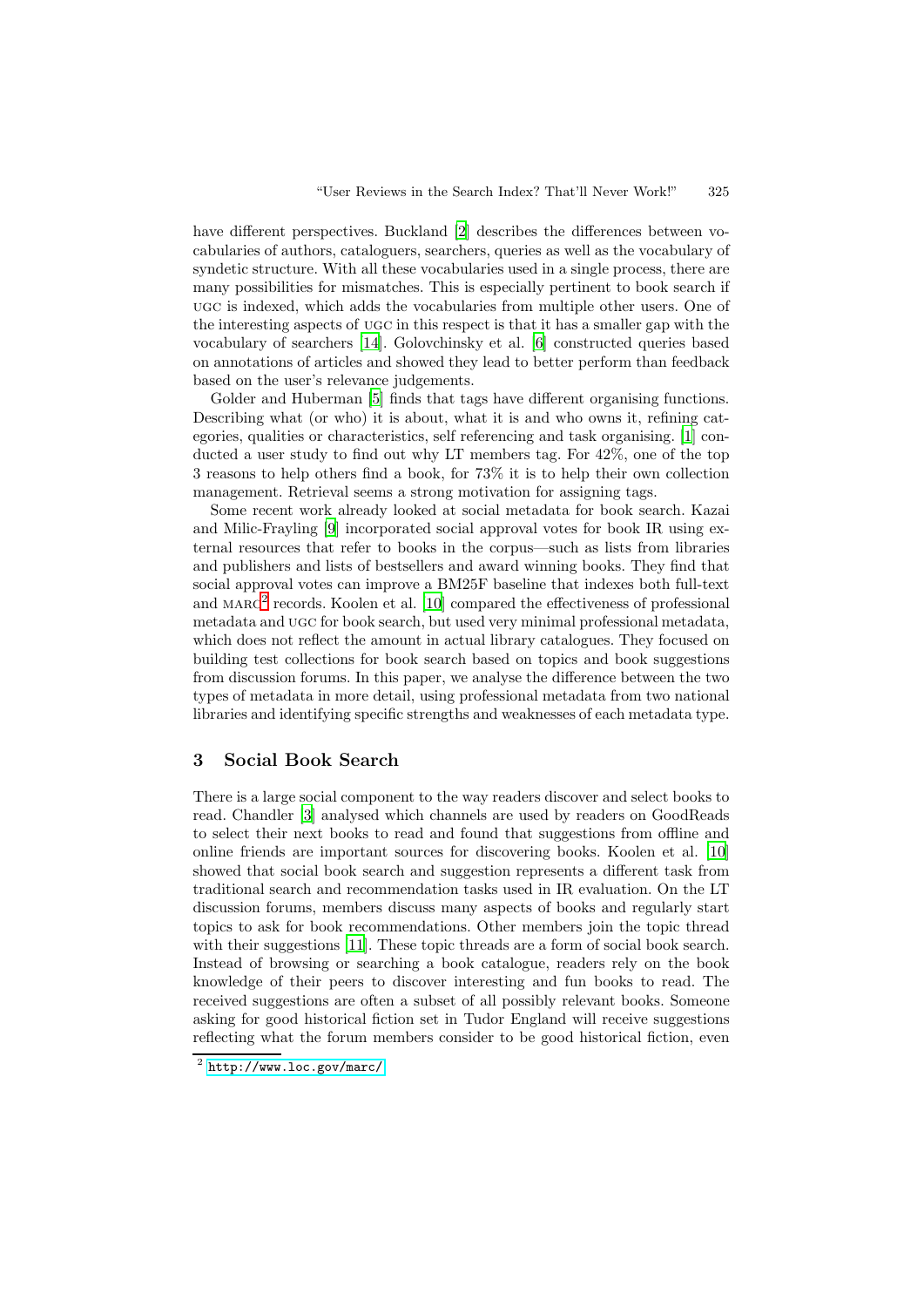have different perspectives. Buckland [2] describes the differences between vocabularies of authors, cataloguers, searchers, queries as well as the vocabulary of syndetic structure. With all these vocabularies used in a single process, there are many possibilities for mismatches. This is especially pertinent to book search if UGC is indexed, which adds the vocabularies from multiple other users. One of the interesting aspects of UGC in this respect is that it has a smaller gap with the vocabulary of searchers [14]. Golovchinsky et al. [6] constructed queries based on annotations of articles and showed they lead to better perform than feedback based on the user's relevance judgements.

Golder and Huberman [5] finds that tags have different organising functions. Describing what (or who) it is about, what it is and who owns it, refining categories, qualities or characteristics, self referencing and task organising. [1] conducted a user study to find out why LT members tag. For 42%, one of the top 3 reasons to help others find a book, for 73% it is to help their own collection management. Retrieval seems a strong motivation for assigning tags.

Some recent work already looked at social metadata for book search. Kazai and Milic-Frayling [9] incorporated social approval votes for book IR using external resources that refer to books in the corpus—such as lists from libraries and publishers and lists of bestsellers and award winning books. They find that social approval votes can improve a BM25F baseline that indexes both full-text and MARC[2] records. Koolen et al. [10] compared the effectiveness of professional metadata and UGC for book search, but used very minimal professional metadata, which does not reflect the amount in actual library catalogues. They focused on building test collections for book search based on topics and book suggestions from discussion forums. In this paper, we analyse the difference between the two types of metadata in more detail, using professional metadata from two national libraries and identifying specific strengths and weaknesses of each metadata type.

## 3 Social Book Search

There is a large social component to the way readers discover and select books to read. Chandler [3] analysed which channels are used by readers on GoodReads to select their next books to read and found that suggestions from offline and online friends are important sources for discovering books. Koolen et al. [10] showed that social book search and suggestion represents a different task from traditional search and recommendation tasks used in IR evaluation. On the LT discussion forums, members discuss many aspects of books and regularly start topics to ask for book recommendations. Other members join the topic thread with their suggestions [11]. These topic threads are a form of social book search. Instead of browsing or searching a book catalogue, readers rely on the book knowledge of their peers to discover interesting and fun books to read. The received suggestions are often a subset of all possibly relevant books. Someone asking for good historical fiction set in Tudor England will receive suggestions reflecting what the forum members consider to be good historical fiction, even

[2] http://www.loc.gov/marc/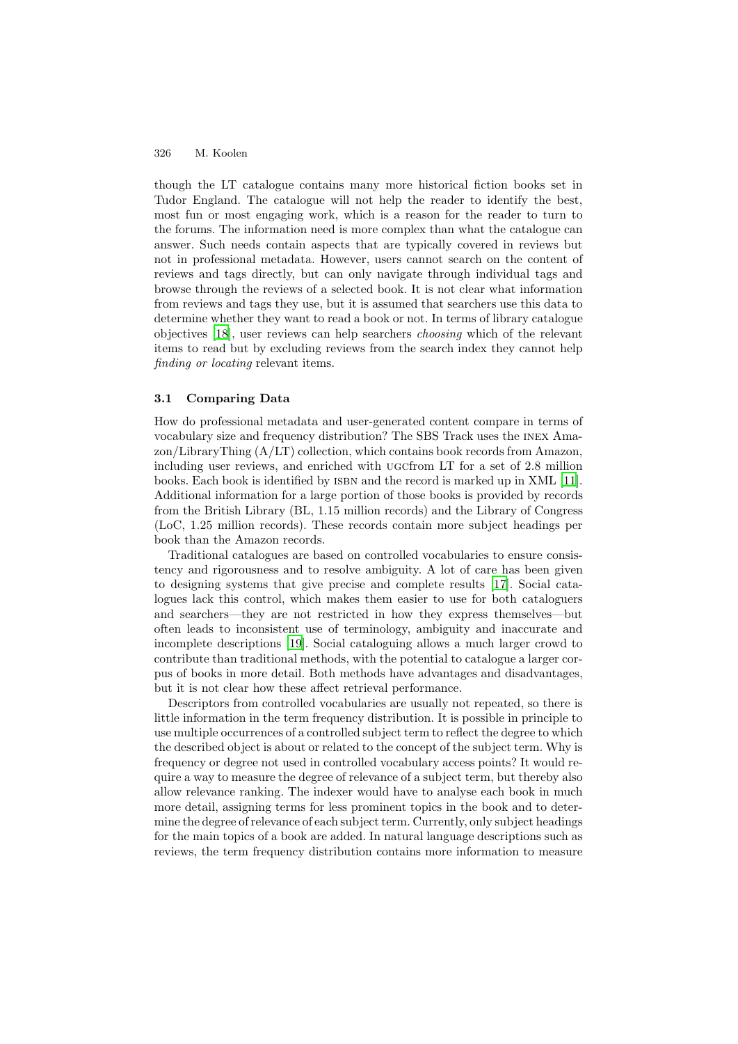though the LT catalogue contains many more historical fiction books set in Tudor England. The catalogue will not help the reader to identify the best, most fun or most engaging work, which is a reason for the reader to turn to the forums. The information need is more complex than what the catalogue can answer. Such needs contain aspects that are typically covered in reviews but not in professional metadata. However, users cannot search on the content of reviews and tags directly, but can only navigate through individual tags and browse through the reviews of a selected book. It is not clear what information from reviews and tags they use, but it is assumed that searchers use this data to determine whether they want to read a book or not. In terms of library catalogue objectives [18], user reviews can help searchers *choosing* which of the relevant items to read but by excluding reviews from the search index they cannot help *finding or locating* relevant items.

### 3.1 Comparing Data

How do professional metadata and user-generated content compare in terms of vocabulary size and frequency distribution? The SBS Track uses the INEX Amazon/LibraryThing (A/LT) collection, which contains book records from Amazon, including user reviews, and enriched with UGCfrom LT for a set of 2.8 million books. Each book is identified by ISBN and the record is marked up in XML [11]. Additional information for a large portion of those books is provided by records from the British Library (BL, 1.15 million records) and the Library of Congress (LoC, 1.25 million records). These records contain more subject headings per book than the Amazon records.

Traditional catalogues are based on controlled vocabularies to ensure consistency and rigorousness and to resolve ambiguity. A lot of care has been given to designing systems that give precise and complete results [17]. Social catalogues lack this control, which makes them easier to use for both cataloguers and searchers—they are not restricted in how they express themselves—but often leads to inconsistent use of terminology, ambiguity and inaccurate and incomplete descriptions [19]. Social cataloguing allows a much larger crowd to contribute than traditional methods, with the potential to catalogue a larger corpus of books in more detail. Both methods have advantages and disadvantages, but it is not clear how these affect retrieval performance.

Descriptors from controlled vocabularies are usually not repeated, so there is little information in the term frequency distribution. It is possible in principle to use multiple occurrences of a controlled subject term to reflect the degree to which the described object is about or related to the concept of the subject term. Why is frequency or degree not used in controlled vocabulary access points? It would require a way to measure the degree of relevance of a subject term, but thereby also allow relevance ranking. The indexer would have to analyse each book in much more detail, assigning terms for less prominent topics in the book and to determine the degree of relevance of each subject term. Currently, only subject headings for the main topics of a book are added. In natural language descriptions such as reviews, the term frequency distribution contains more information to measure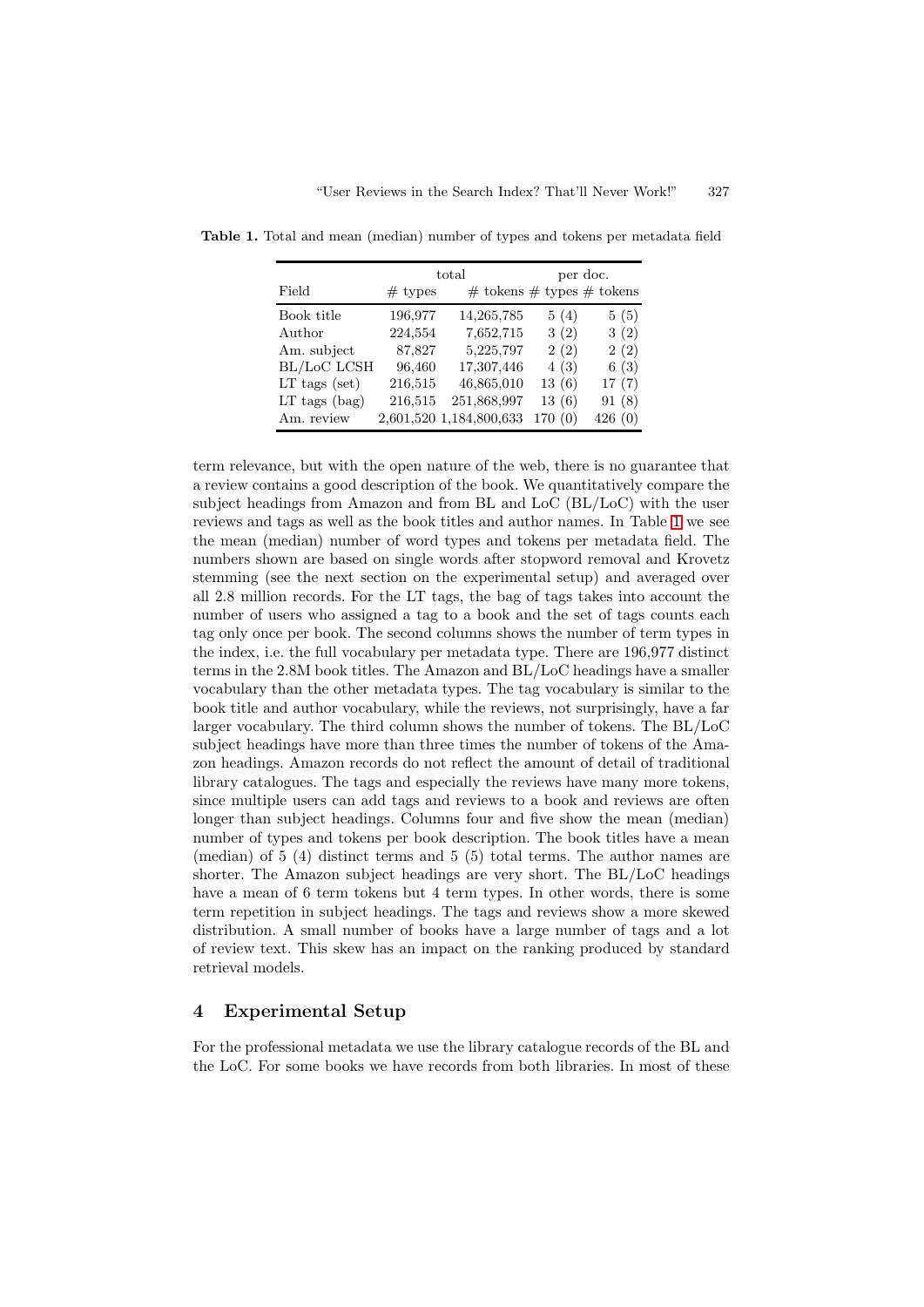**Table 1.** Total and mean (median) number of types and tokens per metadata field

| | total | | per doc. | |
|---|---|---|---|---|
| Field | # types | # tokens | # types | # tokens |
| Book title | 196,977 | 14,265,785 | 5 (4) | 5 (5) |
| Author | 224,554 | 7,652,715 | 3 (2) | 3 (2) |
| Am. subject | 87,827 | 5,225,797 | 2 (2) | 2 (2) |
| BL/LoC LCSH | 96,460 | 17,307,446 | 4 (3) | 6 (3) |
| LT tags (set) | 216,515 | 46,865,010 | 13 (6) | 17 (7) |
| LT tags (bag) | 216,515 | 251,868,997 | 13 (6) | 91 (8) |
| Am. review | 2,601,520 | 1,184,800,633 | 170 (0) | 426 (0) |

term relevance, but with the open nature of the web, there is no guarantee that a review contains a good description of the book. We quantitatively compare the subject headings from Amazon and from BL and LoC (BL/LoC) with the user reviews and tags as well as the book titles and author names. In Table 1 we see the mean (median) number of word types and tokens per metadata field. The numbers shown are based on single words after stopword removal and Krovetz stemming (see the next section on the experimental setup) and averaged over all 2.8 million records. For the LT tags, the bag of tags takes into account the number of users who assigned a tag to a book and the set of tags counts each tag only once per book. The second columns shows the number of term types in the index, i.e. the full vocabulary per metadata type. There are 196,977 distinct terms in the 2.8M book titles. The Amazon and BL/LoC headings have a smaller vocabulary than the other metadata types. The tag vocabulary is similar to the book title and author vocabulary, while the reviews, not surprisingly, have a far larger vocabulary. The third column shows the number of tokens. The BL/LoC subject headings have more than three times the number of tokens of the Amazon headings. Amazon records do not reflect the amount of detail of traditional library catalogues. The tags and especially the reviews have many more tokens, since multiple users can add tags and reviews to a book and reviews are often longer than subject headings. Columns four and five show the mean (median) number of types and tokens per book description. The book titles have a mean (median) of 5 (4) distinct terms and 5 (5) total terms. The author names are shorter. The Amazon subject headings are very short. The BL/LoC headings have a mean of 6 term tokens but 4 term types. In other words, there is some term repetition in subject headings. The tags and reviews show a more skewed distribution. A small number of books have a large number of tags and a lot of review text. This skew has an impact on the ranking produced by standard retrieval models.

## 4 Experimental Setup

For the professional metadata we use the library catalogue records of the BL and the LoC. For some books we have records from both libraries. In most of these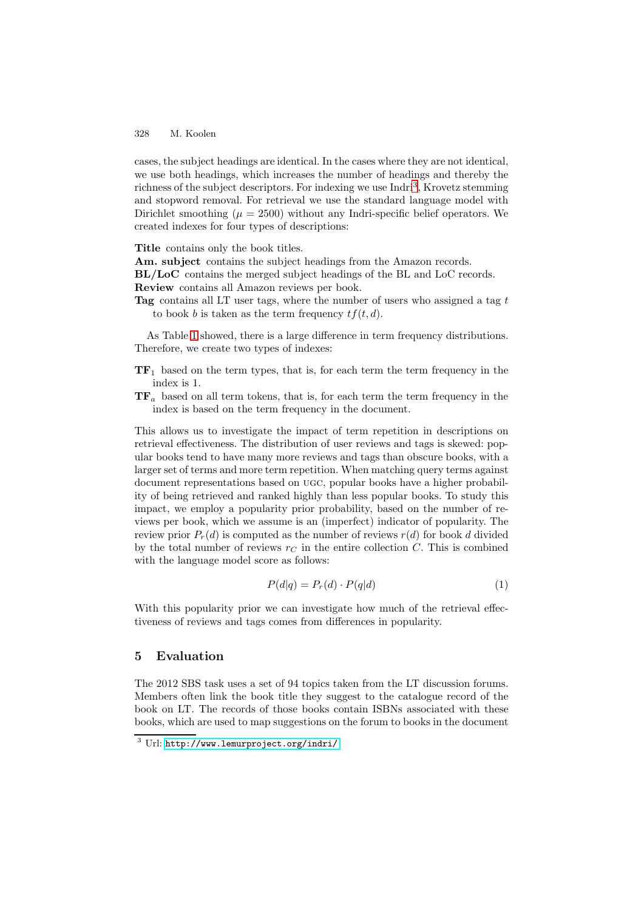cases, the subject headings are identical. In the cases where they are not identical, we use both headings, which increases the number of headings and thereby the richness of the subject descriptors. For indexing we use Indri[3], Krovetz stemming and stopword removal. For retrieval we use the standard language model with Dirichlet smoothing ($\mu = 2500$) without any Indri-specific belief operators. We created indexes for four types of descriptions:

**Title** contains only the book titles.
**Am. subject** contains the subject headings from the Amazon records.
**BL/LoC** contains the merged subject headings of the BL and LoC records.
**Review** contains all Amazon reviews per book.
**Tag** contains all LT user tags, where the number of users who assigned a tag $t$ to book $b$ is taken as the term frequency $tf(t, d)$.

As Table 1 showed, there is a large difference in term frequency distributions. Therefore, we create two types of indexes:

**TF**$_1$ based on the term types, that is, for each term the term frequency in the index is 1.
**TF**$_a$ based on all term tokens, that is, for each term the term frequency in the index is based on the term frequency in the document.

This allows us to investigate the impact of term repetition in descriptions on retrieval effectiveness. The distribution of user reviews and tags is skewed: popular books tend to have many more reviews and tags than obscure books, with a larger set of terms and more term repetition. When matching query terms against document representations based on UGC, popular books have a higher probability of being retrieved and ranked highly than less popular books. To study this impact, we employ a popularity prior probability, based on the number of reviews per book, which we assume is an (imperfect) indicator of popularity. The review prior $P_r(d)$ is computed as the number of reviews $r(d)$ for book $d$ divided by the total number of reviews $r_C$ in the entire collection $C$. This is combined with the language model score as follows:

$$P(d|q) = P_r(d) \cdot P(q|d) \tag{1}$$

With this popularity prior we can investigate how much of the retrieval effectiveness of reviews and tags comes from differences in popularity.

## 5 Evaluation

The 2012 SBS task uses a set of 94 topics taken from the LT discussion forums. Members often link the book title they suggest to the catalogue record of the book on LT. The records of those books contain ISBNs associated with these books, which are used to map suggestions on the forum to books in the document

[3] Url: http://www.lemurproject.org/indri/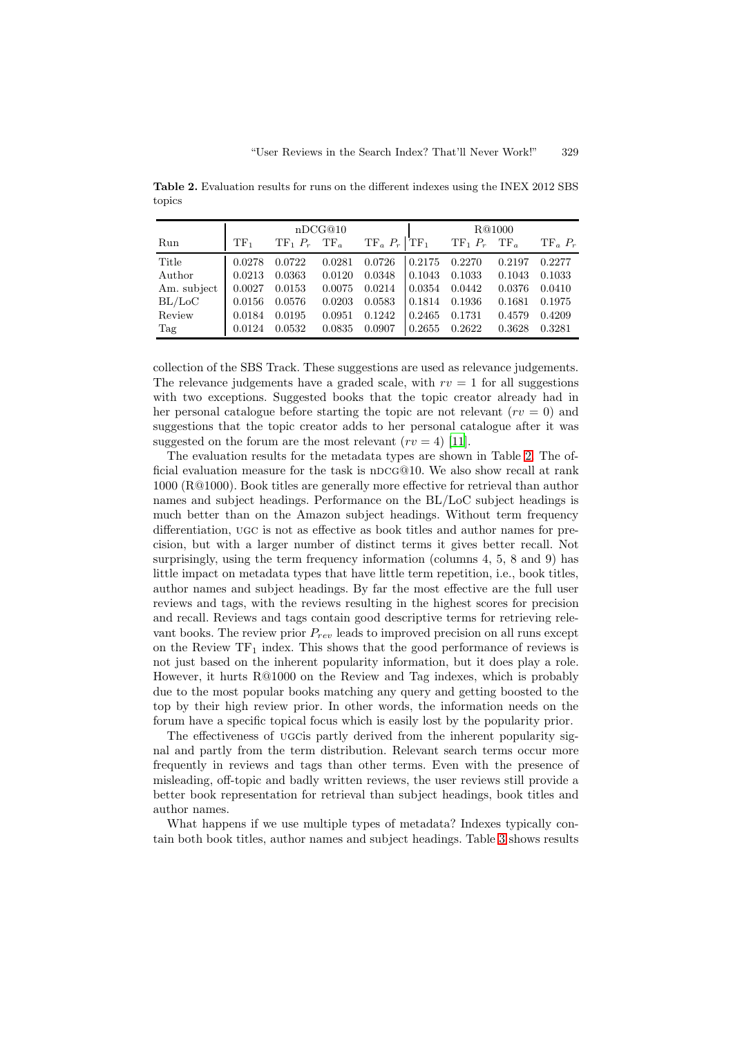**Table 2.** Evaluation results for runs on the different indexes using the INEX 2012 SBS topics

| | nDCG@10 | | | | R@1000 | | | |
|---|---|---|---|---|---|---|---|---|
| Run | $\text{TF}_1$ | $\text{TF}_1\ P_r$ | $\text{TF}_a$ | $\text{TF}_a\ P_r$ | $\text{TF}_1$ | $\text{TF}_1\ P_r$ | $\text{TF}_a$ | $\text{TF}_a\ P_r$ |
| Title | 0.0278 | 0.0722 | 0.0281 | 0.0726 | 0.2175 | 0.2270 | 0.2197 | 0.2277 |
| Author | 0.0213 | 0.0363 | 0.0120 | 0.0348 | 0.1043 | 0.1033 | 0.1043 | 0.1033 |
| Am. subject | 0.0027 | 0.0153 | 0.0075 | 0.0214 | 0.0354 | 0.0442 | 0.0376 | 0.0410 |
| BL/LoC | 0.0156 | 0.0576 | 0.0203 | 0.0583 | 0.1814 | 0.1936 | 0.1681 | 0.1975 |
| Review | 0.0184 | 0.0195 | 0.0951 | 0.1242 | 0.2465 | 0.1731 | 0.4579 | 0.4209 |
| Tag | 0.0124 | 0.0532 | 0.0835 | 0.0907 | 0.2655 | 0.2622 | 0.3628 | 0.3281 |

collection of the SBS Track. These suggestions are used as relevance judgements. The relevance judgements have a graded scale, with $rv = 1$ for all suggestions with two exceptions. Suggested books that the topic creator already had in her personal catalogue before starting the topic are not relevant ($rv = 0$) and suggestions that the topic creator adds to her personal catalogue after it was suggested on the forum are the most relevant ($rv = 4$) [11].

The evaluation results for the metadata types are shown in Table 2. The official evaluation measure for the task is nDCG@10. We also show recall at rank 1000 (R@1000). Book titles are generally more effective for retrieval than author names and subject headings. Performance on the BL/LoC subject headings is much better than on the Amazon subject headings. Without term frequency differentiation, UGC is not as effective as book titles and author names for precision, but with a larger number of distinct terms it gives better recall. Not surprisingly, using the term frequency information (columns 4, 5, 8 and 9) has little impact on metadata types that have little term repetition, i.e., book titles, author names and subject headings. By far the most effective are the full user reviews and tags, with the reviews resulting in the highest scores for precision and recall. Reviews and tags contain good descriptive terms for retrieving relevant books. The review prior $P_{rev}$ leads to improved precision on all runs except on the Review $\text{TF}_1$ index. This shows that the good performance of reviews is not just based on the inherent popularity information, but it does play a role. However, it hurts R@1000 on the Review and Tag indexes, which is probably due to the most popular books matching any query and getting boosted to the top by their high review prior. In other words, the information needs on the forum have a specific topical focus which is easily lost by the popularity prior.

The effectiveness of UGCis partly derived from the inherent popularity signal and partly from the term distribution. Relevant search terms occur more frequently in reviews and tags than other terms. Even with the presence of misleading, off-topic and badly written reviews, the user reviews still provide a better book representation for retrieval than subject headings, book titles and author names.

What happens if we use multiple types of metadata? Indexes typically contain both book titles, author names and subject headings. Table 3 shows results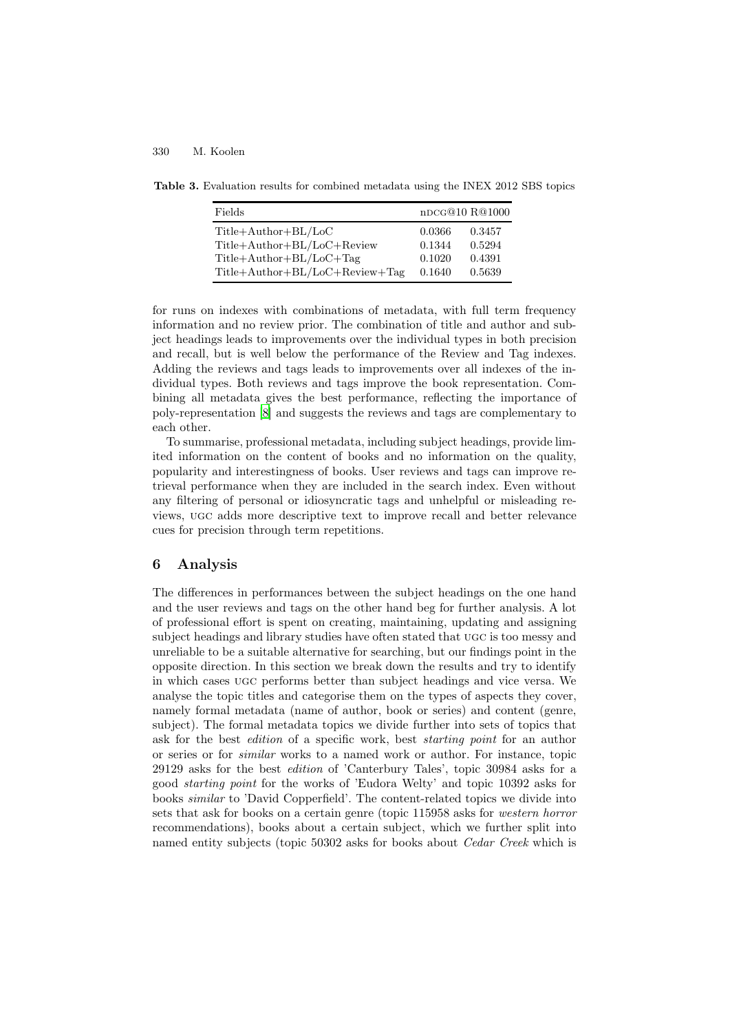**Table 3.** Evaluation results for combined metadata using the INEX 2012 SBS topics

| Fields | nDCG@10 | R@1000 |
|---|---|---|
| Title+Author+BL/LoC | 0.0366 | 0.3457 |
| Title+Author+BL/LoC+Review | 0.1344 | 0.5294 |
| Title+Author+BL/LoC+Tag | 0.1020 | 0.4391 |
| Title+Author+BL/LoC+Review+Tag | 0.1640 | 0.5639 |

for runs on indexes with combinations of metadata, with full term frequency information and no review prior. The combination of title and author and subject headings leads to improvements over the individual types in both precision and recall, but is well below the performance of the Review and Tag indexes. Adding the reviews and tags leads to improvements over all indexes of the individual types. Both reviews and tags improve the book representation. Combining all metadata gives the best performance, reflecting the importance of poly-representation [8] and suggests the reviews and tags are complementary to each other.

To summarise, professional metadata, including subject headings, provide limited information on the content of books and no information on the quality, popularity and interestingness of books. User reviews and tags can improve retrieval performance when they are included in the search index. Even without any filtering of personal or idiosyncratic tags and unhelpful or misleading reviews, UGC adds more descriptive text to improve recall and better relevance cues for precision through term repetitions.

## 6 Analysis

The differences in performances between the subject headings on the one hand and the user reviews and tags on the other hand beg for further analysis. A lot of professional effort is spent on creating, maintaining, updating and assigning subject headings and library studies have often stated that UGC is too messy and unreliable to be a suitable alternative for searching, but our findings point in the opposite direction. In this section we break down the results and try to identify in which cases UGC performs better than subject headings and vice versa. We analyse the topic titles and categorise them on the types of aspects they cover, namely formal metadata (name of author, book or series) and content (genre, subject). The formal metadata topics we divide further into sets of topics that ask for the best *edition* of a specific work, best *starting point* for an author or series or for *similar* works to a named work or author. For instance, topic 29129 asks for the best *edition* of 'Canterbury Tales', topic 30984 asks for a good *starting point* for the works of 'Eudora Welty' and topic 10392 asks for books *similar* to 'David Copperfield'. The content-related topics we divide into sets that ask for books on a certain genre (topic 115958 asks for *western horror* recommendations), books about a certain subject, which we further split into named entity subjects (topic 50302 asks for books about *Cedar Creek* which is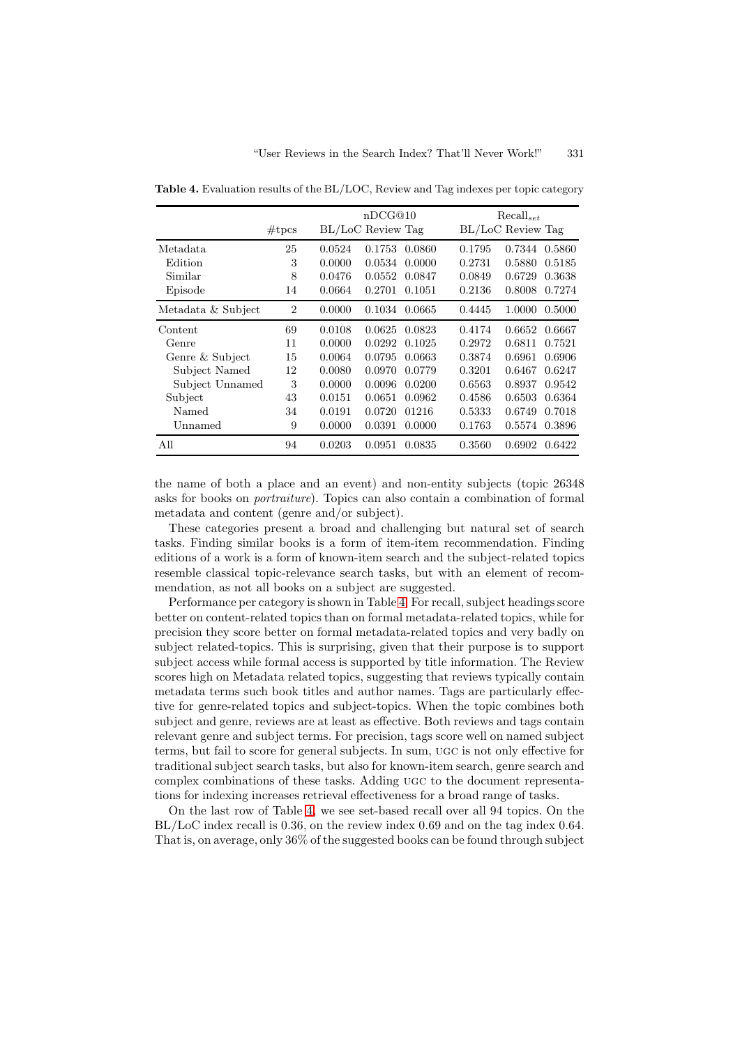**Table 4.** Evaluation results of the BL/LOC, Review and Tag indexes per topic category

| | #tpcs | nDCG@10 | | | $\text{Recall}_{set}$ | | |
|---|---|---|---|---|---|---|---|
| | | BL/LoC | Review | Tag | BL/LoC | Review | Tag |
| Metadata | 25 | 0.0524 | 0.1753 | 0.0860 | 0.1795 | 0.7344 | 0.5860 |
| Edition | 3 | 0.0000 | 0.0534 | 0.0000 | 0.2731 | 0.5880 | 0.5185 |
| Similar | 8 | 0.0476 | 0.0552 | 0.0847 | 0.0849 | 0.6729 | 0.3638 |
| Episode | 14 | 0.0664 | 0.2701 | 0.1051 | 0.2136 | 0.8008 | 0.7274 |
| Metadata & Subject | 2 | 0.0000 | 0.1034 | 0.0665 | 0.4445 | 1.0000 | 0.5000 |
| Content | 69 | 0.0108 | 0.0625 | 0.0823 | 0.4174 | 0.6652 | 0.6667 |
| Genre | 11 | 0.0000 | 0.0292 | 0.1025 | 0.2972 | 0.6811 | 0.7521 |
| Genre & Subject | 15 | 0.0064 | 0.0795 | 0.0663 | 0.3874 | 0.6961 | 0.6906 |
| Subject Named | 12 | 0.0080 | 0.0970 | 0.0779 | 0.3201 | 0.6467 | 0.6247 |
| Subject Unnamed | 3 | 0.0000 | 0.0096 | 0.0200 | 0.6563 | 0.8937 | 0.9542 |
| Subject | 43 | 0.0151 | 0.0651 | 0.0962 | 0.4586 | 0.6503 | 0.6364 |
| Named | 34 | 0.0191 | 0.0720 | 01216 | 0.5333 | 0.6749 | 0.7018 |
| Unnamed | 9 | 0.0000 | 0.0391 | 0.0000 | 0.1763 | 0.5574 | 0.3896 |
| All | 94 | 0.0203 | 0.0951 | 0.0835 | 0.3560 | 0.6902 | 0.6422 |

the name of both a place and an event) and non-entity subjects (topic 26348 asks for books on *portraiture*). Topics can also contain a combination of formal metadata and content (genre and/or subject).

These categories present a broad and challenging but natural set of search tasks. Finding similar books is a form of item-item recommendation. Finding editions of a work is a form of known-item search and the subject-related topics resemble classical topic-relevance search tasks, but with an element of recommendation, as not all books on a subject are suggested.

Performance per category is shown in Table 4. For recall, subject headings score better on content-related topics than on formal metadata-related topics, while for precision they score better on formal metadata-related topics and very badly on subject related-topics. This is surprising, given that their purpose is to support subject access while formal access is supported by title information. The Review scores high on Metadata related topics, suggesting that reviews typically contain metadata terms such book titles and author names. Tags are particularly effective for genre-related topics and subject-topics. When the topic combines both subject and genre, reviews are at least as effective. Both reviews and tags contain relevant genre and subject terms. For precision, tags score well on named subject terms, but fail to score for general subjects. In sum, UGC is not only effective for traditional subject search tasks, but also for known-item search, genre search and complex combinations of these tasks. Adding UGC to the document representations for indexing increases retrieval effectiveness for a broad range of tasks.

On the last row of Table 4, we see set-based recall over all 94 topics. On the BL/LoC index recall is 0.36, on the review index 0.69 and on the tag index 0.64. That is, on average, only 36% of the suggested books can be found through subject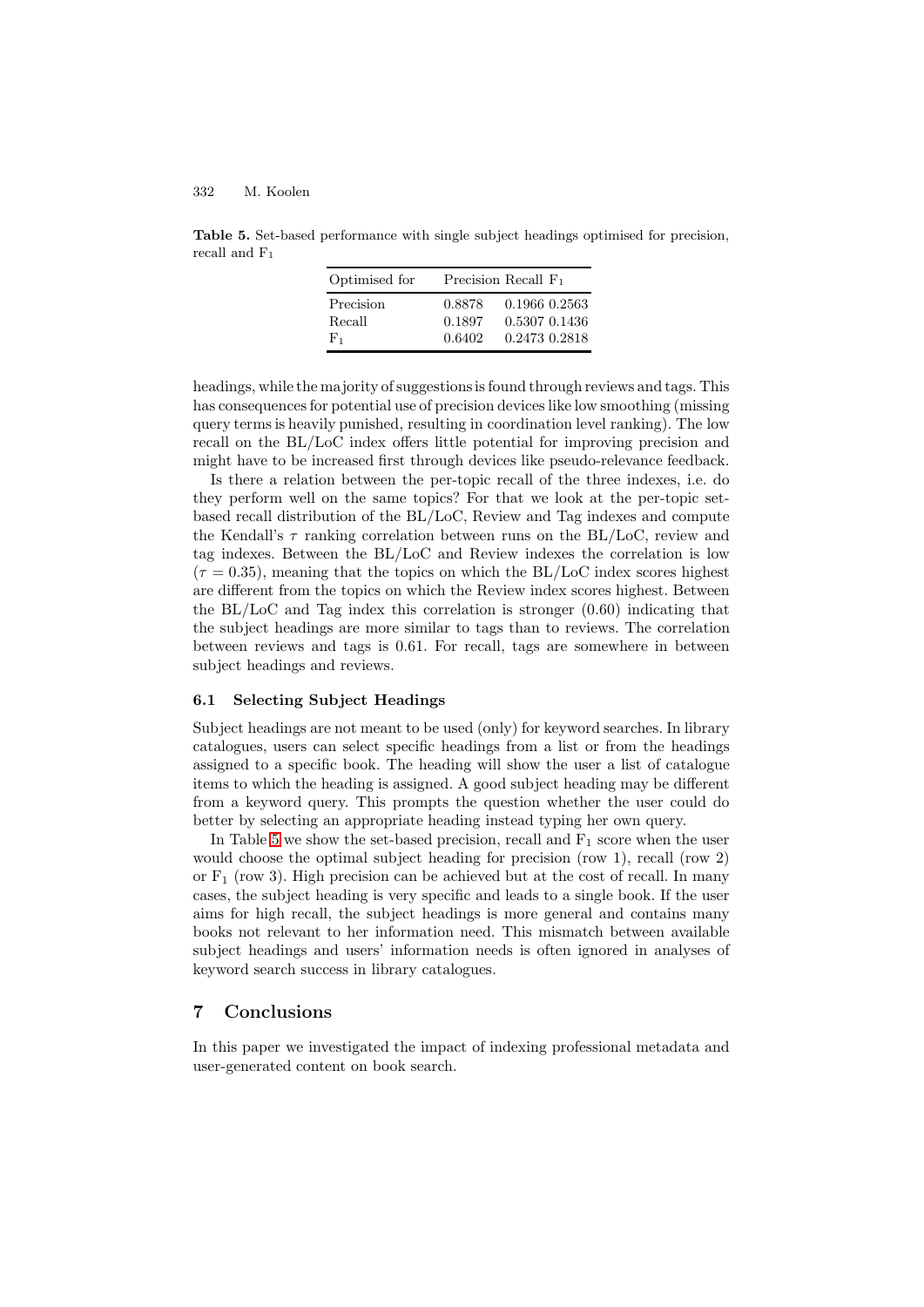**Table 5.** Set-based performance with single subject headings optimised for precision, recall and $F_1$

| Optimised for | Precision | Recall | $F_1$ |
|---|---|---|---|
| Precision | 0.8878 | 0.1966 | 0.2563 |
| Recall | 0.1897 | 0.5307 | 0.1436 |
| $F_1$ | 0.6402 | 0.2473 | 0.2818 |

headings, while the majority of suggestions is found through reviews and tags. This has consequences for potential use of precision devices like low smoothing (missing query terms is heavily punished, resulting in coordination level ranking). The low recall on the BL/LoC index offers little potential for improving precision and might have to be increased first through devices like pseudo-relevance feedback.

Is there a relation between the per-topic recall of the three indexes, i.e. do they perform well on the same topics? For that we look at the per-topic set-based recall distribution of the BL/LoC, Review and Tag indexes and compute the Kendall's $\tau$ ranking correlation between runs on the BL/LoC, review and tag indexes. Between the BL/LoC and Review indexes the correlation is low ($\tau = 0.35$), meaning that the topics on which the BL/LoC index scores highest are different from the topics on which the Review index scores highest. Between the BL/LoC and Tag index this correlation is stronger (0.60) indicating that the subject headings are more similar to tags than to reviews. The correlation between reviews and tags is 0.61. For recall, tags are somewhere in between subject headings and reviews.

### 6.1 Selecting Subject Headings

Subject headings are not meant to be used (only) for keyword searches. In library catalogues, users can select specific headings from a list or from the headings assigned to a specific book. The heading will show the user a list of catalogue items to which the heading is assigned. A good subject heading may be different from a keyword query. This prompts the question whether the user could do better by selecting an appropriate heading instead typing her own query.

In Table 5 we show the set-based precision, recall and $F_1$ score when the user would choose the optimal subject heading for precision (row 1), recall (row 2) or $F_1$ (row 3). High precision can be achieved but at the cost of recall. In many cases, the subject heading is very specific and leads to a single book. If the user aims for high recall, the subject headings is more general and contains many books not relevant to her information need. This mismatch between available subject headings and users' information needs is often ignored in analyses of keyword search success in library catalogues.

## 7 Conclusions

In this paper we investigated the impact of indexing professional metadata and user-generated content on book search.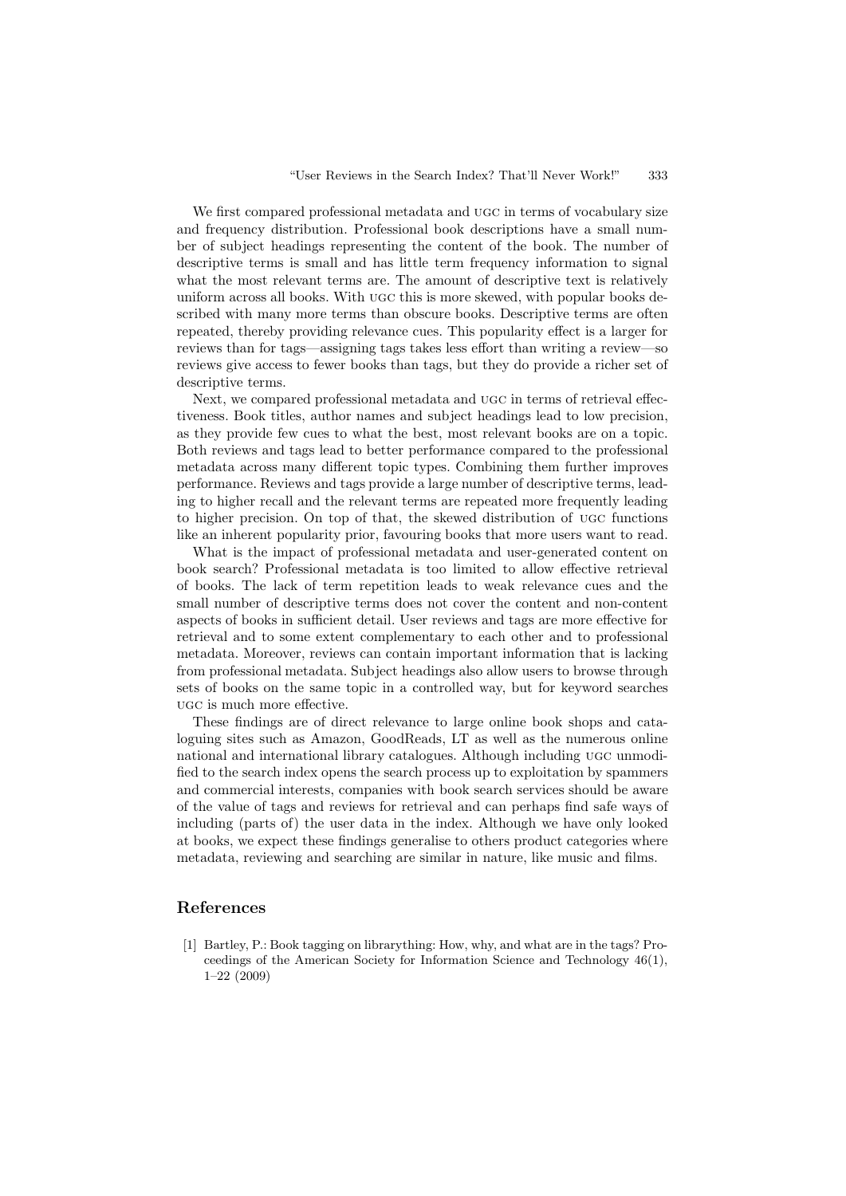We first compared professional metadata and UGC in terms of vocabulary size and frequency distribution. Professional book descriptions have a small number of subject headings representing the content of the book. The number of descriptive terms is small and has little term frequency information to signal what the most relevant terms are. The amount of descriptive text is relatively uniform across all books. With UGC this is more skewed, with popular books described with many more terms than obscure books. Descriptive terms are often repeated, thereby providing relevance cues. This popularity effect is a larger for reviews than for tags—assigning tags takes less effort than writing a review—so reviews give access to fewer books than tags, but they do provide a richer set of descriptive terms.

Next, we compared professional metadata and UGC in terms of retrieval effectiveness. Book titles, author names and subject headings lead to low precision, as they provide few cues to what the best, most relevant books are on a topic. Both reviews and tags lead to better performance compared to the professional metadata across many different topic types. Combining them further improves performance. Reviews and tags provide a large number of descriptive terms, leading to higher recall and the relevant terms are repeated more frequently leading to higher precision. On top of that, the skewed distribution of UGC functions like an inherent popularity prior, favouring books that more users want to read.

What is the impact of professional metadata and user-generated content on book search? Professional metadata is too limited to allow effective retrieval of books. The lack of term repetition leads to weak relevance cues and the small number of descriptive terms does not cover the content and non-content aspects of books in sufficient detail. User reviews and tags are more effective for retrieval and to some extent complementary to each other and to professional metadata. Moreover, reviews can contain important information that is lacking from professional metadata. Subject headings also allow users to browse through sets of books on the same topic in a controlled way, but for keyword searches UGC is much more effective.

These findings are of direct relevance to large online book shops and cataloguing sites such as Amazon, GoodReads, LT as well as the numerous online national and international library catalogues. Although including UGC unmodified to the search index opens the search process up to exploitation by spammers and commercial interests, companies with book search services should be aware of the value of tags and reviews for retrieval and can perhaps find safe ways of including (parts of) the user data in the index. Although we have only looked at books, we expect these findings generalise to others product categories where metadata, reviewing and searching are similar in nature, like music and films.

## References

1. Bartley, P.: Book tagging on librarything: How, why, and what are in the tags? Proceedings of the American Society for Information Science and Technology 46(1), 1–22 (2009)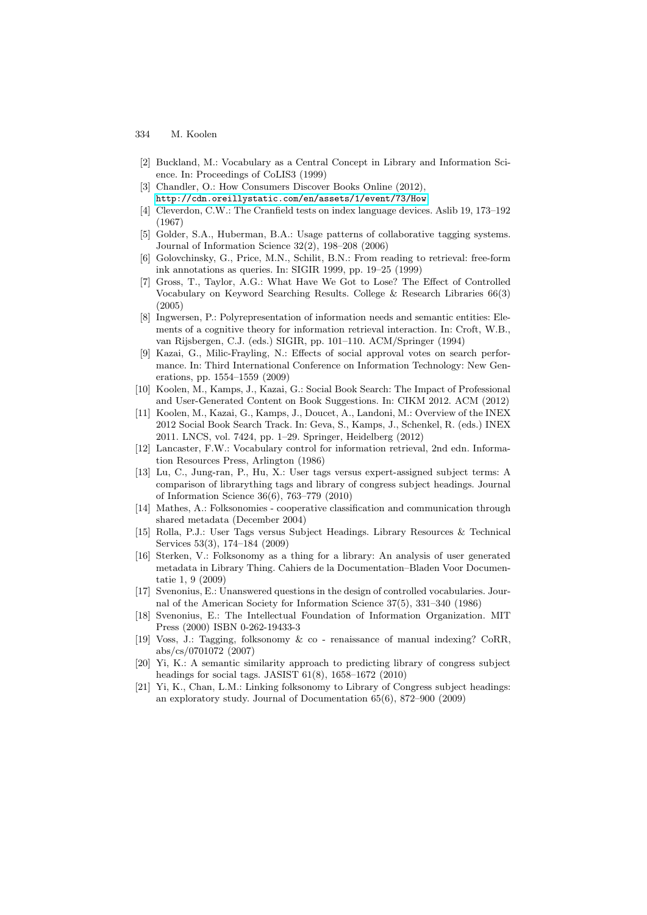[2] Buckland, M.: Vocabulary as a Central Concept in Library and Information Science. In: Proceedings of CoLIS3 (1999)

[3] Chandler, O.: How Consumers Discover Books Online (2012), http://cdn.oreillystatic.com/en/assets/1/event/73/How

[4] Cleverdon, C.W.: The Cranfield tests on index language devices. Aslib 19, 173–192 (1967)

[5] Golder, S.A., Huberman, B.A.: Usage patterns of collaborative tagging systems. Journal of Information Science 32(2), 198–208 (2006)

[6] Golovchinsky, G., Price, M.N., Schilit, B.N.: From reading to retrieval: free-form ink annotations as queries. In: SIGIR 1999, pp. 19–25 (1999)

[7] Gross, T., Taylor, A.G.: What Have We Got to Lose? The Effect of Controlled Vocabulary on Keyword Searching Results. College & Research Libraries 66(3) (2005)

[8] Ingwersen, P.: Polyrepresentation of information needs and semantic entities: Elements of a cognitive theory for information retrieval interaction. In: Croft, W.B., van Rijsbergen, C.J. (eds.) SIGIR, pp. 101–110. ACM/Springer (1994)

[9] Kazai, G., Milic-Frayling, N.: Effects of social approval votes on search performance. In: Third International Conference on Information Technology: New Generations, pp. 1554–1559 (2009)

[10] Koolen, M., Kamps, J., Kazai, G.: Social Book Search: The Impact of Professional and User-Generated Content on Book Suggestions. In: CIKM 2012. ACM (2012)

[11] Koolen, M., Kazai, G., Kamps, J., Doucet, A., Landoni, M.: Overview of the INEX 2012 Social Book Search Track. In: Geva, S., Kamps, J., Schenkel, R. (eds.) INEX 2011. LNCS, vol. 7424, pp. 1–29. Springer, Heidelberg (2012)

[12] Lancaster, F.W.: Vocabulary control for information retrieval, 2nd edn. Information Resources Press, Arlington (1986)

[13] Lu, C., Jung-ran, P., Hu, X.: User tags versus expert-assigned subject terms: A comparison of librarything tags and library of congress subject headings. Journal of Information Science 36(6), 763–779 (2010)

[14] Mathes, A.: Folksonomies - cooperative classification and communication through shared metadata (December 2004)

[15] Rolla, P.J.: User Tags versus Subject Headings. Library Resources & Technical Services 53(3), 174–184 (2009)

[16] Sterken, V.: Folksonomy as a thing for a library: An analysis of user generated metadata in Library Thing. Cahiers de la Documentation–Bladen Voor Documentatie 1, 9 (2009)

[17] Svenonius, E.: Unanswered questions in the design of controlled vocabularies. Journal of the American Society for Information Science 37(5), 331–340 (1986)

[18] Svenonius, E.: The Intellectual Foundation of Information Organization. MIT Press (2000) ISBN 0-262-19433-3

[19] Voss, J.: Tagging, folksonomy & co - renaissance of manual indexing? CoRR, abs/cs/0701072 (2007)

[20] Yi, K.: A semantic similarity approach to predicting library of congress subject headings for social tags. JASIST 61(8), 1658–1672 (2010)

[21] Yi, K., Chan, L.M.: Linking folksonomy to Library of Congress subject headings: an exploratory study. Journal of Documentation 65(6), 872–900 (2009)